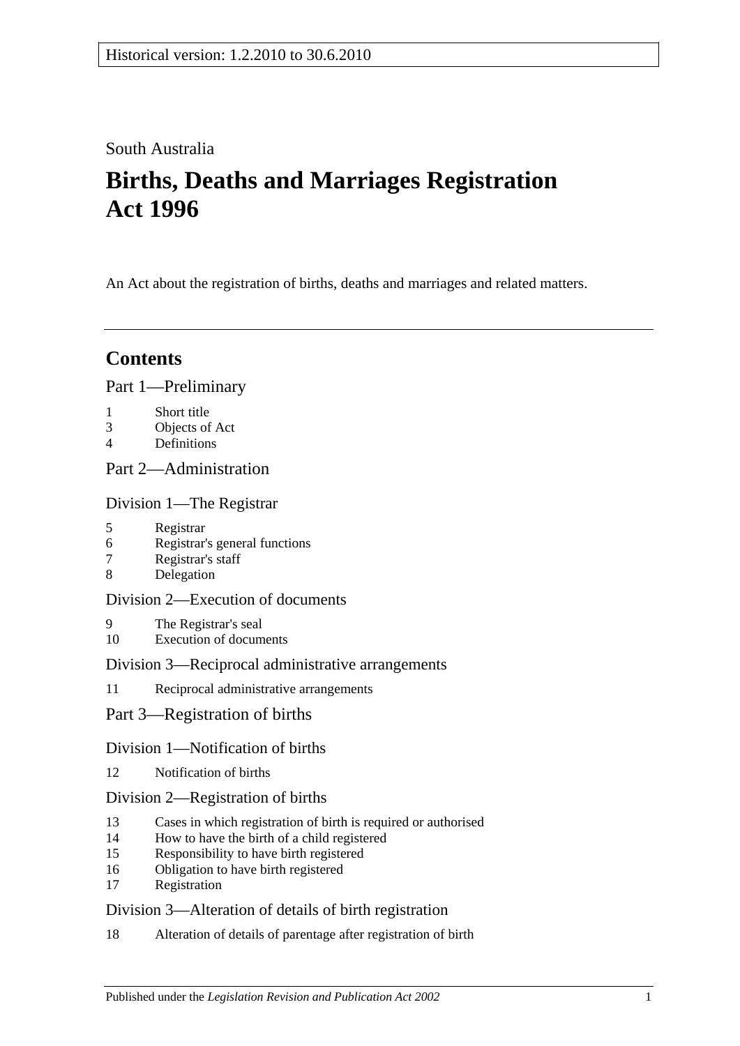Historical version: 1.2.2010 to 30.6.2010

South Australia

# Births, Deaths and Marriages Registration Act 1996

An Act about the registration of births, deaths and marriages and related matters.

---

## Contents

Part 1—Preliminary

1 Short title
3 Objects of Act
4 Definitions

Part 2—Administration

Division 1—The Registrar

5 Registrar
6 Registrar's general functions
7 Registrar's staff
8 Delegation

Division 2—Execution of documents

9 The Registrar's seal
10 Execution of documents

Division 3—Reciprocal administrative arrangements

11 Reciprocal administrative arrangements

Part 3—Registration of births

Division 1—Notification of births

12 Notification of births

Division 2—Registration of births

13 Cases in which registration of birth is required or authorised
14 How to have the birth of a child registered
15 Responsibility to have birth registered
16 Obligation to have birth registered
17 Registration

Division 3—Alteration of details of birth registration

18 Alteration of details of parentage after registration of birth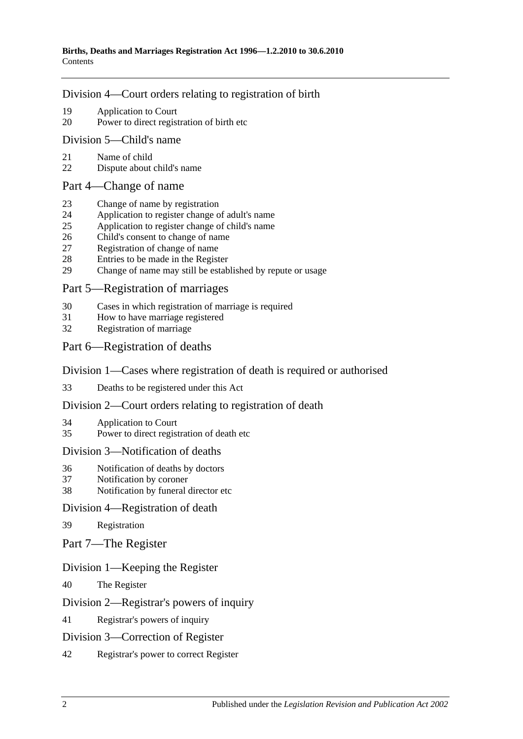## Division 4—Court orders relating to registration of birth

19 Application to Court
20 Power to direct registration of birth etc

## Division 5—Child's name

21 Name of child
22 Dispute about child's name

## Part 4—Change of name

23 Change of name by registration
24 Application to register change of adult's name
25 Application to register change of child's name
26 Child's consent to change of name
27 Registration of change of name
28 Entries to be made in the Register
29 Change of name may still be established by repute or usage

## Part 5—Registration of marriages

30 Cases in which registration of marriage is required
31 How to have marriage registered
32 Registration of marriage

## Part 6—Registration of deaths

## Division 1—Cases where registration of death is required or authorised

33 Deaths to be registered under this Act

## Division 2—Court orders relating to registration of death

34 Application to Court
35 Power to direct registration of death etc

## Division 3—Notification of deaths

36 Notification of deaths by doctors
37 Notification by coroner
38 Notification by funeral director etc

## Division 4—Registration of death

39 Registration

## Part 7—The Register

## Division 1—Keeping the Register

40 The Register

## Division 2—Registrar's powers of inquiry

41 Registrar's powers of inquiry

## Division 3—Correction of Register

42 Registrar's power to correct Register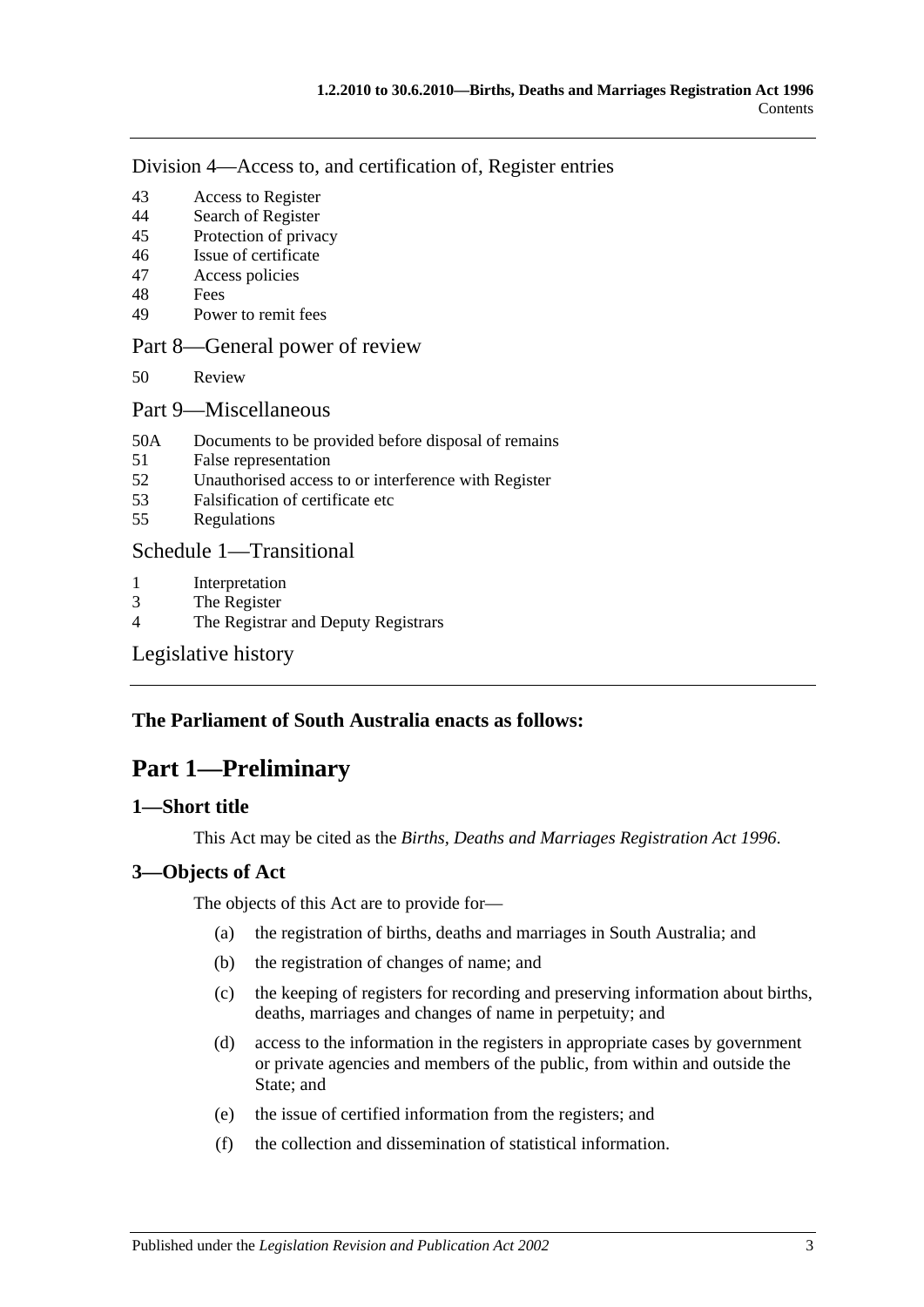Division 4—Access to, and certification of, Register entries

43 Access to Register
44 Search of Register
45 Protection of privacy
46 Issue of certificate
47 Access policies
48 Fees
49 Power to remit fees

Part 8—General power of review

50 Review

Part 9—Miscellaneous

50A Documents to be provided before disposal of remains
51 False representation
52 Unauthorised access to or interference with Register
53 Falsification of certificate etc
55 Regulations

Schedule 1—Transitional

1 Interpretation
3 The Register
4 The Registrar and Deputy Registrars

Legislative history

**The Parliament of South Australia enacts as follows:**

# Part 1—Preliminary

## 1—Short title

This Act may be cited as the *Births, Deaths and Marriages Registration Act 1996*.

## 3—Objects of Act

The objects of this Act are to provide for—

(a) the registration of births, deaths and marriages in South Australia; and

(b) the registration of changes of name; and

(c) the keeping of registers for recording and preserving information about births, deaths, marriages and changes of name in perpetuity; and

(d) access to the information in the registers in appropriate cases by government or private agencies and members of the public, from within and outside the State; and

(e) the issue of certified information from the registers; and

(f) the collection and dissemination of statistical information.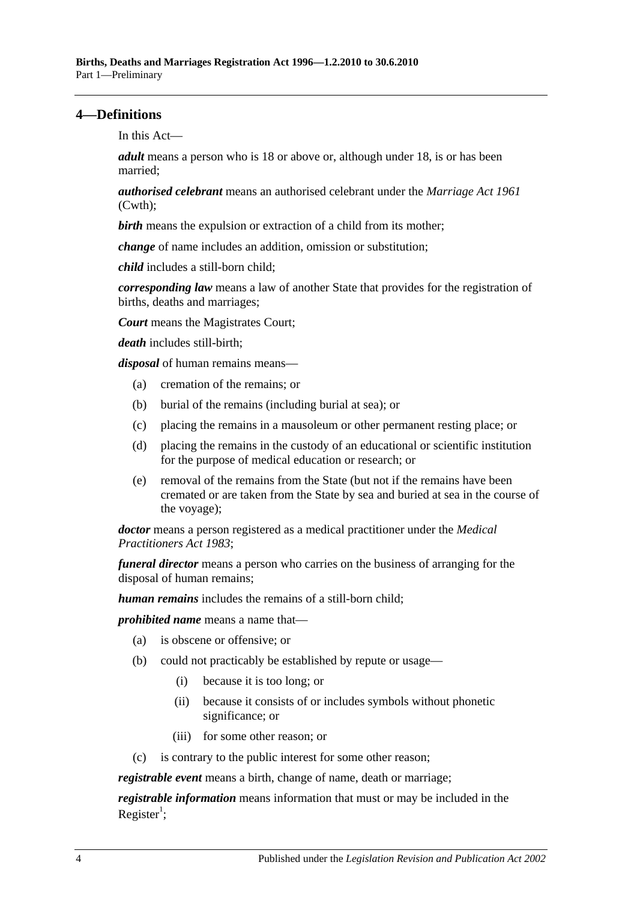## 4—Definitions

In this Act—

***adult*** means a person who is 18 or above or, although under 18, is or has been married;

***authorised celebrant*** means an authorised celebrant under the *Marriage Act 1961* (Cwth);

***birth*** means the expulsion or extraction of a child from its mother;

***change*** of name includes an addition, omission or substitution;

***child*** includes a still-born child;

***corresponding law*** means a law of another State that provides for the registration of births, deaths and marriages;

***Court*** means the Magistrates Court;

***death*** includes still-birth;

***disposal*** of human remains means—

- (a) cremation of the remains; or
- (b) burial of the remains (including burial at sea); or
- (c) placing the remains in a mausoleum or other permanent resting place; or
- (d) placing the remains in the custody of an educational or scientific institution for the purpose of medical education or research; or
- (e) removal of the remains from the State (but not if the remains have been cremated or are taken from the State by sea and buried at sea in the course of the voyage);

***doctor*** means a person registered as a medical practitioner under the *Medical Practitioners Act 1983*;

***funeral director*** means a person who carries on the business of arranging for the disposal of human remains;

***human remains*** includes the remains of a still-born child;

***prohibited name*** means a name that—

- (a) is obscene or offensive; or
- (b) could not practicably be established by repute or usage—
  - (i) because it is too long; or
  - (ii) because it consists of or includes symbols without phonetic significance; or
  - (iii) for some other reason; or
- (c) is contrary to the public interest for some other reason;

***registrable event*** means a birth, change of name, death or marriage;

***registrable information*** means information that must or may be included in the Register[1];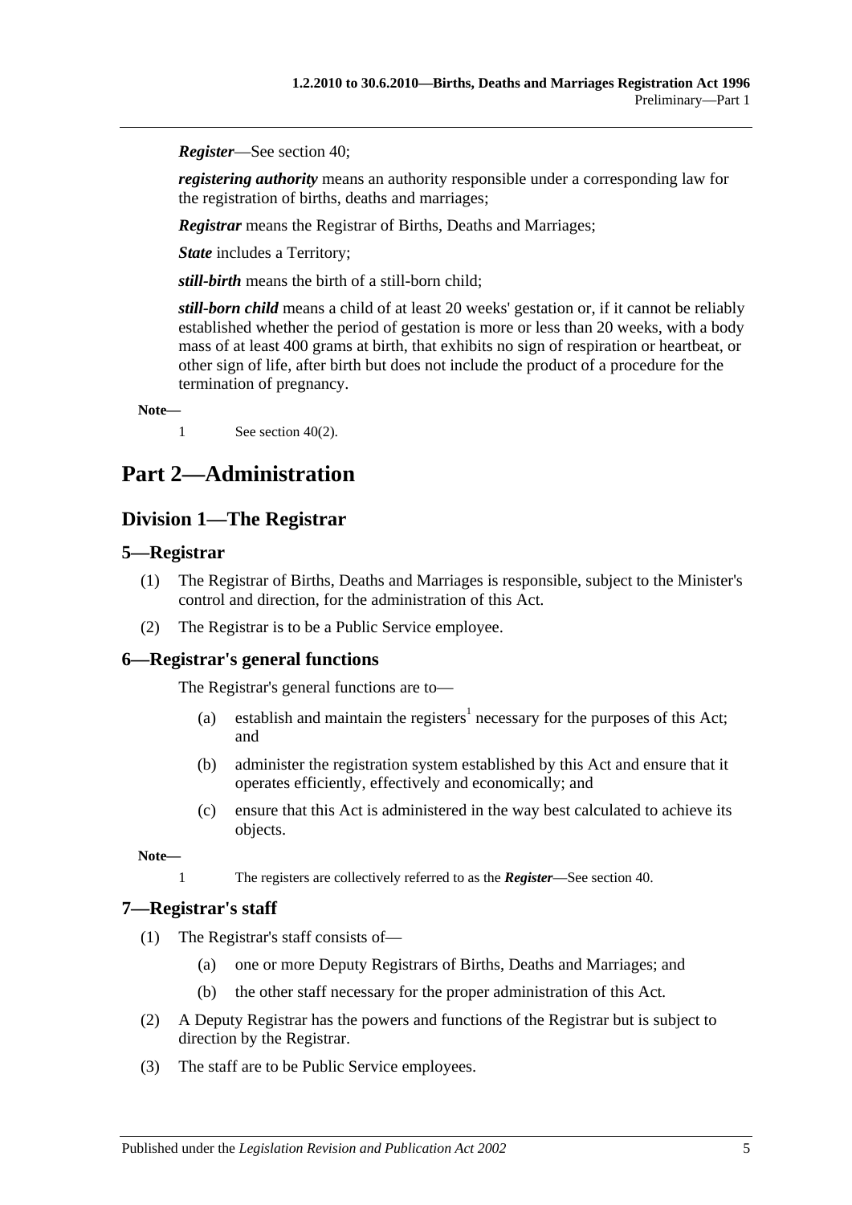***Register***—See section 40;

***registering authority*** means an authority responsible under a corresponding law for the registration of births, deaths and marriages;

***Registrar*** means the Registrar of Births, Deaths and Marriages;

***State*** includes a Territory;

***still-birth*** means the birth of a still-born child;

***still-born child*** means a child of at least 20 weeks' gestation or, if it cannot be reliably established whether the period of gestation is more or less than 20 weeks, with a body mass of at least 400 grams at birth, that exhibits no sign of respiration or heartbeat, or other sign of life, after birth but does not include the product of a procedure for the termination of pregnancy.

**Note—**

1 See section 40(2).

# Part 2—Administration

## Division 1—The Registrar

### 5—Registrar

(1) The Registrar of Births, Deaths and Marriages is responsible, subject to the Minister's control and direction, for the administration of this Act.

(2) The Registrar is to be a Public Service employee.

### 6—Registrar's general functions

The Registrar's general functions are to—

(a) establish and maintain the registers[1] necessary for the purposes of this Act; and

(b) administer the registration system established by this Act and ensure that it operates efficiently, effectively and economically; and

(c) ensure that this Act is administered in the way best calculated to achieve its objects.

**Note—**

1 The registers are collectively referred to as the ***Register***—See section 40.

### 7—Registrar's staff

(1) The Registrar's staff consists of—

(a) one or more Deputy Registrars of Births, Deaths and Marriages; and

(b) the other staff necessary for the proper administration of this Act.

(2) A Deputy Registrar has the powers and functions of the Registrar but is subject to direction by the Registrar.

(3) The staff are to be Public Service employees.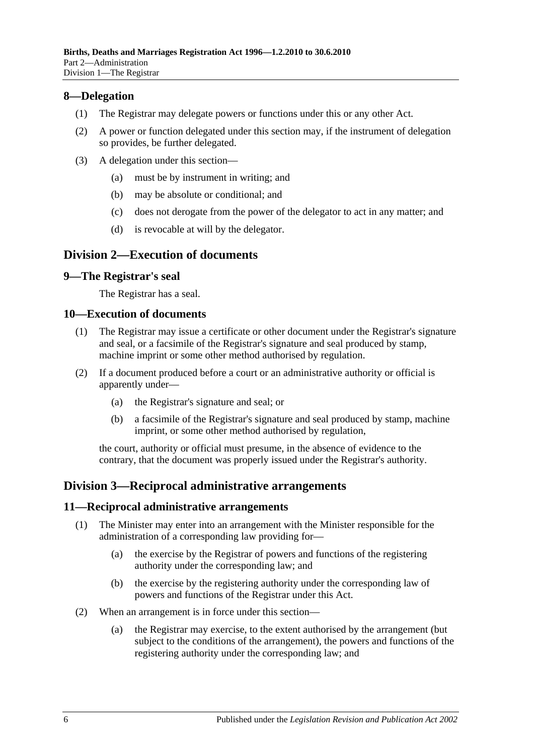## 8—Delegation

(1) The Registrar may delegate powers or functions under this or any other Act.

(2) A power or function delegated under this section may, if the instrument of delegation so provides, be further delegated.

(3) A delegation under this section—

(a) must be by instrument in writing; and

(b) may be absolute or conditional; and

(c) does not derogate from the power of the delegator to act in any matter; and

(d) is revocable at will by the delegator.

# Division 2—Execution of documents

## 9—The Registrar's seal

The Registrar has a seal.

## 10—Execution of documents

(1) The Registrar may issue a certificate or other document under the Registrar's signature and seal, or a facsimile of the Registrar's signature and seal produced by stamp, machine imprint or some other method authorised by regulation.

(2) If a document produced before a court or an administrative authority or official is apparently under—

(a) the Registrar's signature and seal; or

(b) a facsimile of the Registrar's signature and seal produced by stamp, machine imprint, or some other method authorised by regulation,

the court, authority or official must presume, in the absence of evidence to the contrary, that the document was properly issued under the Registrar's authority.

# Division 3—Reciprocal administrative arrangements

## 11—Reciprocal administrative arrangements

(1) The Minister may enter into an arrangement with the Minister responsible for the administration of a corresponding law providing for—

(a) the exercise by the Registrar of powers and functions of the registering authority under the corresponding law; and

(b) the exercise by the registering authority under the corresponding law of powers and functions of the Registrar under this Act.

(2) When an arrangement is in force under this section—

(a) the Registrar may exercise, to the extent authorised by the arrangement (but subject to the conditions of the arrangement), the powers and functions of the registering authority under the corresponding law; and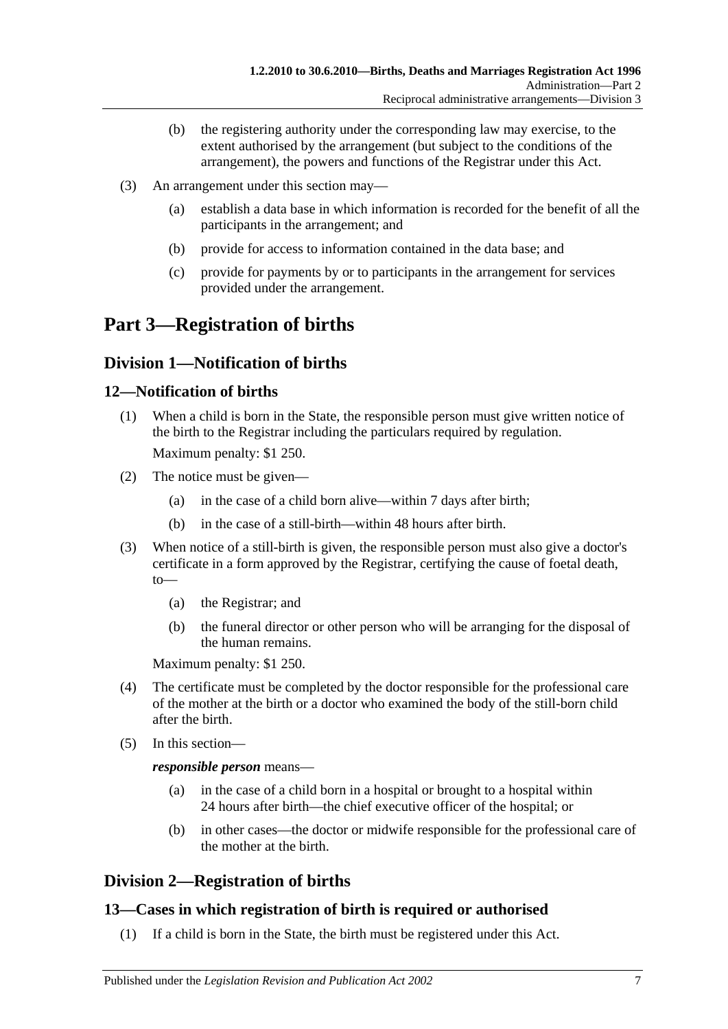(b) the registering authority under the corresponding law may exercise, to the extent authorised by the arrangement (but subject to the conditions of the arrangement), the powers and functions of the Registrar under this Act.

(3) An arrangement under this section may—

(a) establish a data base in which information is recorded for the benefit of all the participants in the arrangement; and

(b) provide for access to information contained in the data base; and

(c) provide for payments by or to participants in the arrangement for services provided under the arrangement.

# Part 3—Registration of births

## Division 1—Notification of births

### 12—Notification of births

(1) When a child is born in the State, the responsible person must give written notice of the birth to the Registrar including the particulars required by regulation.

Maximum penalty: $1 250.

(2) The notice must be given—

(a) in the case of a child born alive—within 7 days after birth;

(b) in the case of a still-birth—within 48 hours after birth.

(3) When notice of a still-birth is given, the responsible person must also give a doctor's certificate in a form approved by the Registrar, certifying the cause of foetal death, to—

(a) the Registrar; and

(b) the funeral director or other person who will be arranging for the disposal of the human remains.

Maximum penalty: $1 250.

(4) The certificate must be completed by the doctor responsible for the professional care of the mother at the birth or a doctor who examined the body of the still-born child after the birth.

(5) In this section—

***responsible person*** means—

(a) in the case of a child born in a hospital or brought to a hospital within 24 hours after birth—the chief executive officer of the hospital; or

(b) in other cases—the doctor or midwife responsible for the professional care of the mother at the birth.

## Division 2—Registration of births

### 13—Cases in which registration of birth is required or authorised

(1) If a child is born in the State, the birth must be registered under this Act.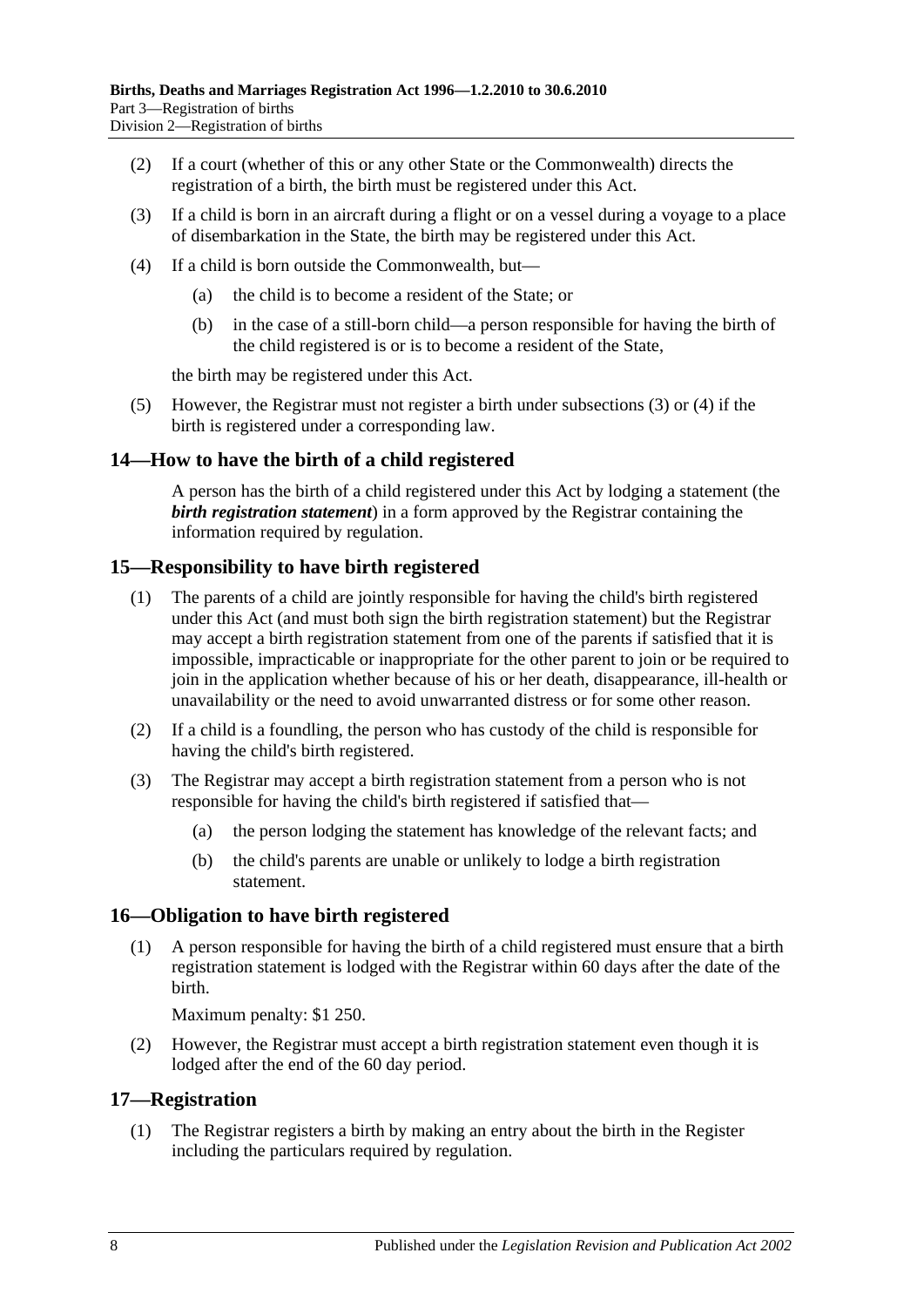(2) If a court (whether of this or any other State or the Commonwealth) directs the registration of a birth, the birth must be registered under this Act.

(3) If a child is born in an aircraft during a flight or on a vessel during a voyage to a place of disembarkation in the State, the birth may be registered under this Act.

(4) If a child is born outside the Commonwealth, but—

  (a) the child is to become a resident of the State; or

  (b) in the case of a still-born child—a person responsible for having the birth of the child registered is or is to become a resident of the State,

the birth may be registered under this Act.

(5) However, the Registrar must not register a birth under subsections (3) or (4) if the birth is registered under a corresponding law.

## 14—How to have the birth of a child registered

A person has the birth of a child registered under this Act by lodging a statement (the ***birth registration statement***) in a form approved by the Registrar containing the information required by regulation.

## 15—Responsibility to have birth registered

(1) The parents of a child are jointly responsible for having the child's birth registered under this Act (and must both sign the birth registration statement) but the Registrar may accept a birth registration statement from one of the parents if satisfied that it is impossible, impracticable or inappropriate for the other parent to join or be required to join in the application whether because of his or her death, disappearance, ill-health or unavailability or the need to avoid unwarranted distress or for some other reason.

(2) If a child is a foundling, the person who has custody of the child is responsible for having the child's birth registered.

(3) The Registrar may accept a birth registration statement from a person who is not responsible for having the child's birth registered if satisfied that—

  (a) the person lodging the statement has knowledge of the relevant facts; and

  (b) the child's parents are unable or unlikely to lodge a birth registration statement.

## 16—Obligation to have birth registered

(1) A person responsible for having the birth of a child registered must ensure that a birth registration statement is lodged with the Registrar within 60 days after the date of the birth.

Maximum penalty: $1 250.

(2) However, the Registrar must accept a birth registration statement even though it is lodged after the end of the 60 day period.

## 17—Registration

(1) The Registrar registers a birth by making an entry about the birth in the Register including the particulars required by regulation.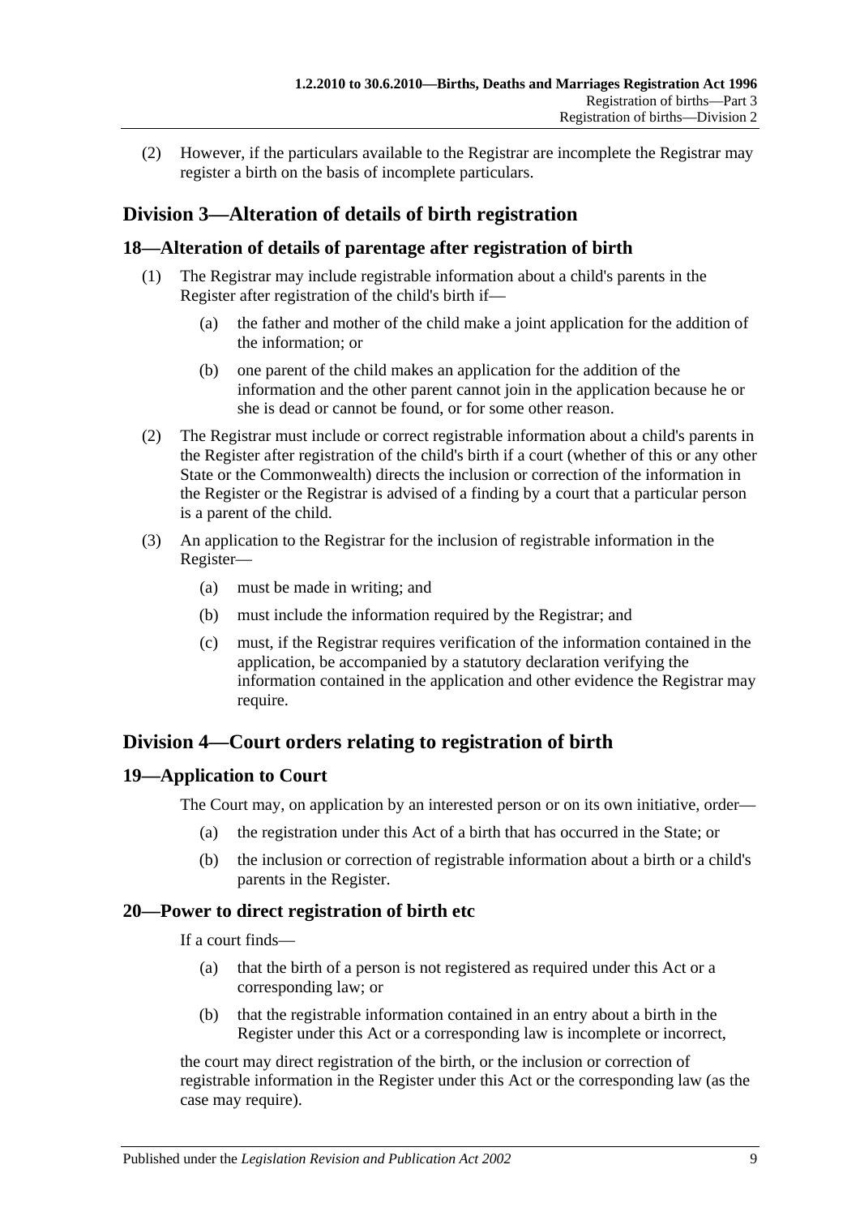(2) However, if the particulars available to the Registrar are incomplete the Registrar may register a birth on the basis of incomplete particulars.

## Division 3—Alteration of details of birth registration

### 18—Alteration of details of parentage after registration of birth

(1) The Registrar may include registrable information about a child's parents in the Register after registration of the child's birth if—

(a) the father and mother of the child make a joint application for the addition of the information; or

(b) one parent of the child makes an application for the addition of the information and the other parent cannot join in the application because he or she is dead or cannot be found, or for some other reason.

(2) The Registrar must include or correct registrable information about a child's parents in the Register after registration of the child's birth if a court (whether of this or any other State or the Commonwealth) directs the inclusion or correction of the information in the Register or the Registrar is advised of a finding by a court that a particular person is a parent of the child.

(3) An application to the Registrar for the inclusion of registrable information in the Register—

(a) must be made in writing; and

(b) must include the information required by the Registrar; and

(c) must, if the Registrar requires verification of the information contained in the application, be accompanied by a statutory declaration verifying the information contained in the application and other evidence the Registrar may require.

## Division 4—Court orders relating to registration of birth

### 19—Application to Court

The Court may, on application by an interested person or on its own initiative, order—

(a) the registration under this Act of a birth that has occurred in the State; or

(b) the inclusion or correction of registrable information about a birth or a child's parents in the Register.

### 20—Power to direct registration of birth etc

If a court finds—

(a) that the birth of a person is not registered as required under this Act or a corresponding law; or

(b) that the registrable information contained in an entry about a birth in the Register under this Act or a corresponding law is incomplete or incorrect,

the court may direct registration of the birth, or the inclusion or correction of registrable information in the Register under this Act or the corresponding law (as the case may require).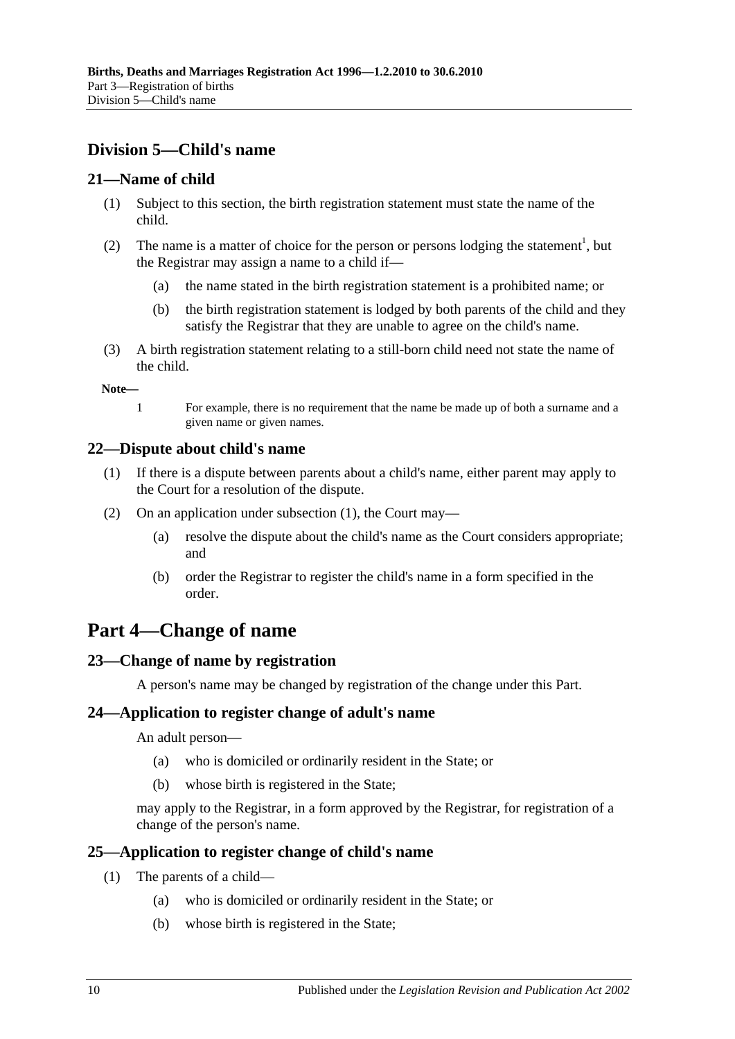## Division 5—Child's name

### 21—Name of child

(1) Subject to this section, the birth registration statement must state the name of the child.

(2) The name is a matter of choice for the person or persons lodging the statement[1], but the Registrar may assign a name to a child if—

  (a) the name stated in the birth registration statement is a prohibited name; or

  (b) the birth registration statement is lodged by both parents of the child and they satisfy the Registrar that they are unable to agree on the child's name.

(3) A birth registration statement relating to a still-born child need not state the name of the child.

**Note—**

1 For example, there is no requirement that the name be made up of both a surname and a given name or given names.

### 22—Dispute about child's name

(1) If there is a dispute between parents about a child's name, either parent may apply to the Court for a resolution of the dispute.

(2) On an application under subsection (1), the Court may—

  (a) resolve the dispute about the child's name as the Court considers appropriate; and

  (b) order the Registrar to register the child's name in a form specified in the order.

# Part 4—Change of name

### 23—Change of name by registration

A person's name may be changed by registration of the change under this Part.

### 24—Application to register change of adult's name

An adult person—

  (a) who is domiciled or ordinarily resident in the State; or

  (b) whose birth is registered in the State;

may apply to the Registrar, in a form approved by the Registrar, for registration of a change of the person's name.

### 25—Application to register change of child's name

(1) The parents of a child—

  (a) who is domiciled or ordinarily resident in the State; or

  (b) whose birth is registered in the State;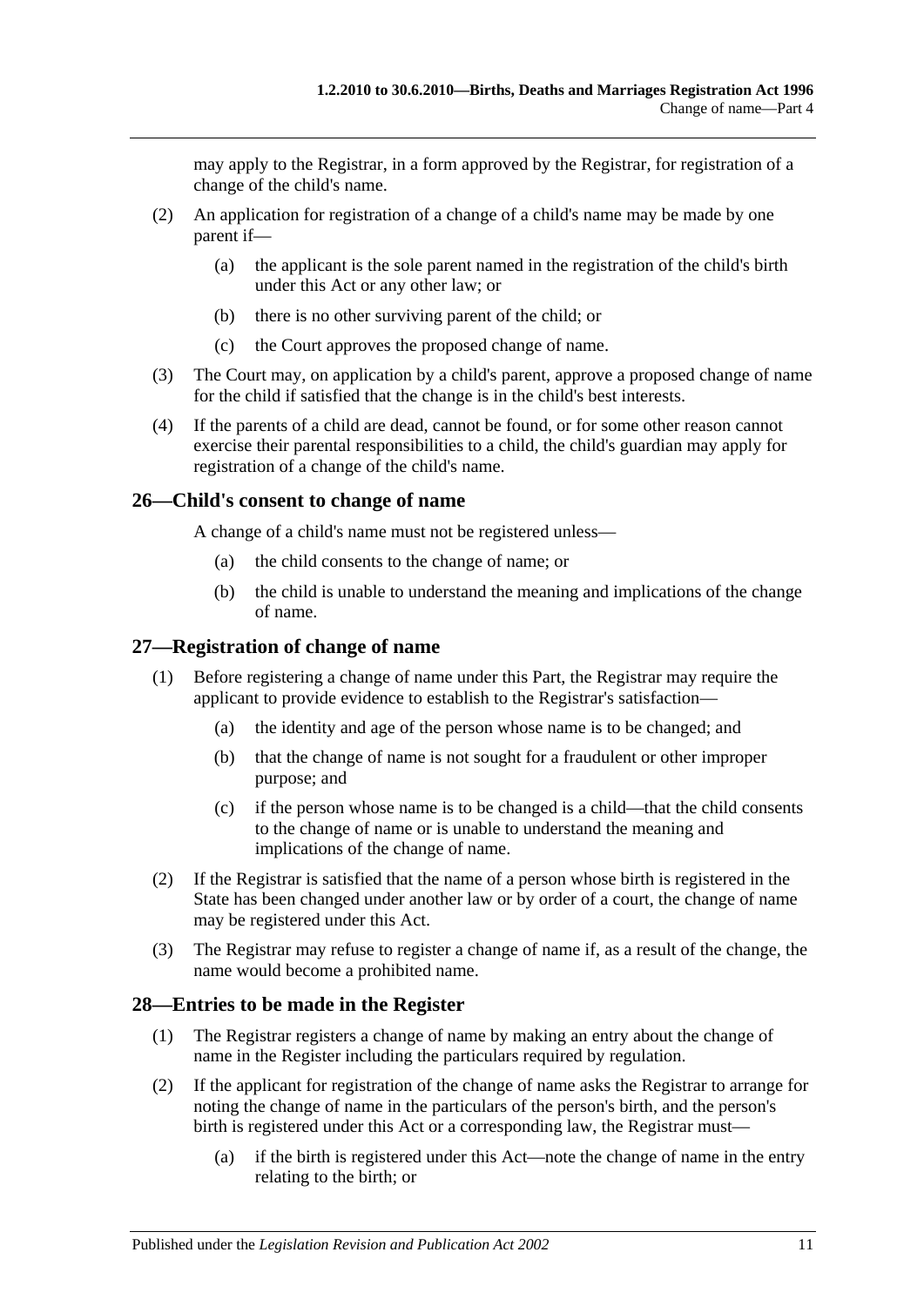may apply to the Registrar, in a form approved by the Registrar, for registration of a change of the child's name.

(2) An application for registration of a change of a child's name may be made by one parent if—

(a) the applicant is the sole parent named in the registration of the child's birth under this Act or any other law; or

(b) there is no other surviving parent of the child; or

(c) the Court approves the proposed change of name.

(3) The Court may, on application by a child's parent, approve a proposed change of name for the child if satisfied that the change is in the child's best interests.

(4) If the parents of a child are dead, cannot be found, or for some other reason cannot exercise their parental responsibilities to a child, the child's guardian may apply for registration of a change of the child's name.

## 26—Child's consent to change of name

A change of a child's name must not be registered unless—

(a) the child consents to the change of name; or

(b) the child is unable to understand the meaning and implications of the change of name.

## 27—Registration of change of name

(1) Before registering a change of name under this Part, the Registrar may require the applicant to provide evidence to establish to the Registrar's satisfaction—

(a) the identity and age of the person whose name is to be changed; and

(b) that the change of name is not sought for a fraudulent or other improper purpose; and

(c) if the person whose name is to be changed is a child—that the child consents to the change of name or is unable to understand the meaning and implications of the change of name.

(2) If the Registrar is satisfied that the name of a person whose birth is registered in the State has been changed under another law or by order of a court, the change of name may be registered under this Act.

(3) The Registrar may refuse to register a change of name if, as a result of the change, the name would become a prohibited name.

## 28—Entries to be made in the Register

(1) The Registrar registers a change of name by making an entry about the change of name in the Register including the particulars required by regulation.

(2) If the applicant for registration of the change of name asks the Registrar to arrange for noting the change of name in the particulars of the person's birth, and the person's birth is registered under this Act or a corresponding law, the Registrar must—

(a) if the birth is registered under this Act—note the change of name in the entry relating to the birth; or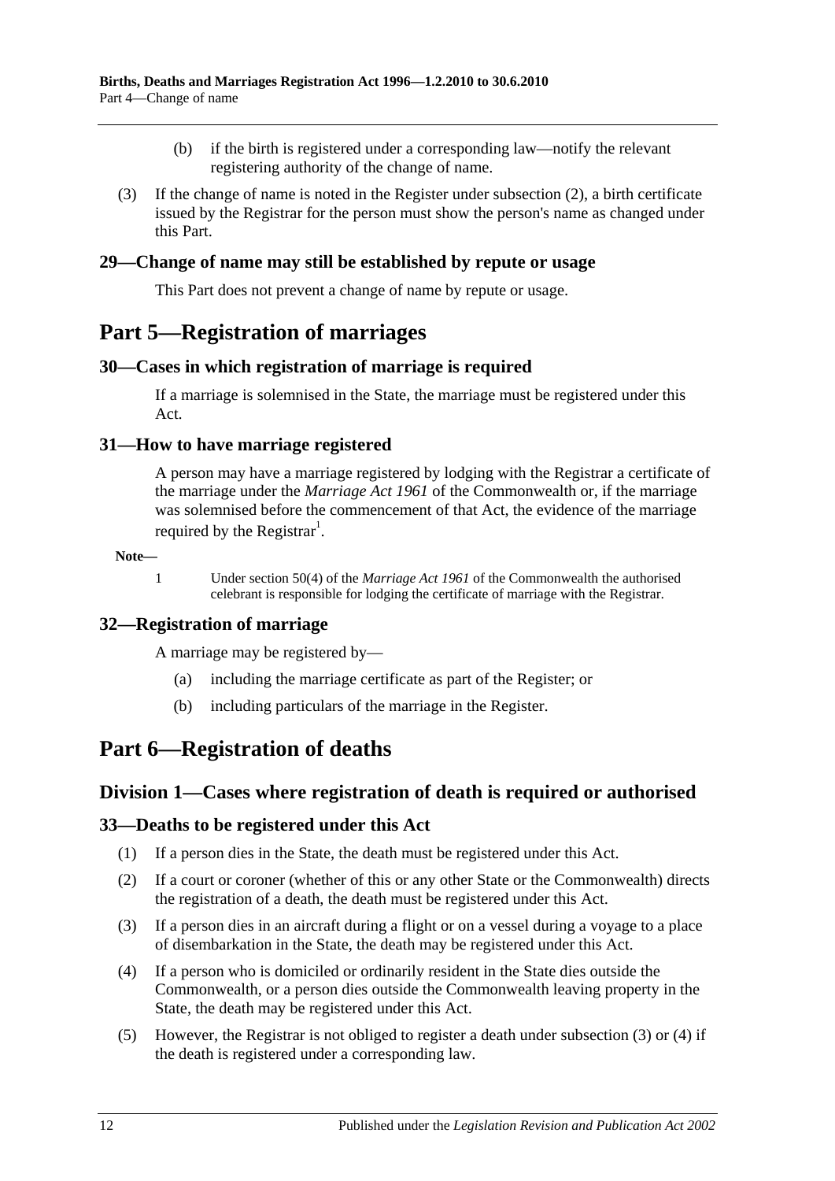(b) if the birth is registered under a corresponding law—notify the relevant registering authority of the change of name.

(3) If the change of name is noted in the Register under subsection (2), a birth certificate issued by the Registrar for the person must show the person's name as changed under this Part.

### 29—Change of name may still be established by repute or usage

This Part does not prevent a change of name by repute or usage.

# Part 5—Registration of marriages

### 30—Cases in which registration of marriage is required

If a marriage is solemnised in the State, the marriage must be registered under this Act.

### 31—How to have marriage registered

A person may have a marriage registered by lodging with the Registrar a certificate of the marriage under the *Marriage Act 1961* of the Commonwealth or, if the marriage was solemnised before the commencement of that Act, the evidence of the marriage required by the Registrar[1].

**Note—**

1 Under section 50(4) of the *Marriage Act 1961* of the Commonwealth the authorised celebrant is responsible for lodging the certificate of marriage with the Registrar.

### 32—Registration of marriage

A marriage may be registered by—

(a) including the marriage certificate as part of the Register; or

(b) including particulars of the marriage in the Register.

# Part 6—Registration of deaths

## Division 1—Cases where registration of death is required or authorised

### 33—Deaths to be registered under this Act

(1) If a person dies in the State, the death must be registered under this Act.

(2) If a court or coroner (whether of this or any other State or the Commonwealth) directs the registration of a death, the death must be registered under this Act.

(3) If a person dies in an aircraft during a flight or on a vessel during a voyage to a place of disembarkation in the State, the death may be registered under this Act.

(4) If a person who is domiciled or ordinarily resident in the State dies outside the Commonwealth, or a person dies outside the Commonwealth leaving property in the State, the death may be registered under this Act.

(5) However, the Registrar is not obliged to register a death under subsection (3) or (4) if the death is registered under a corresponding law.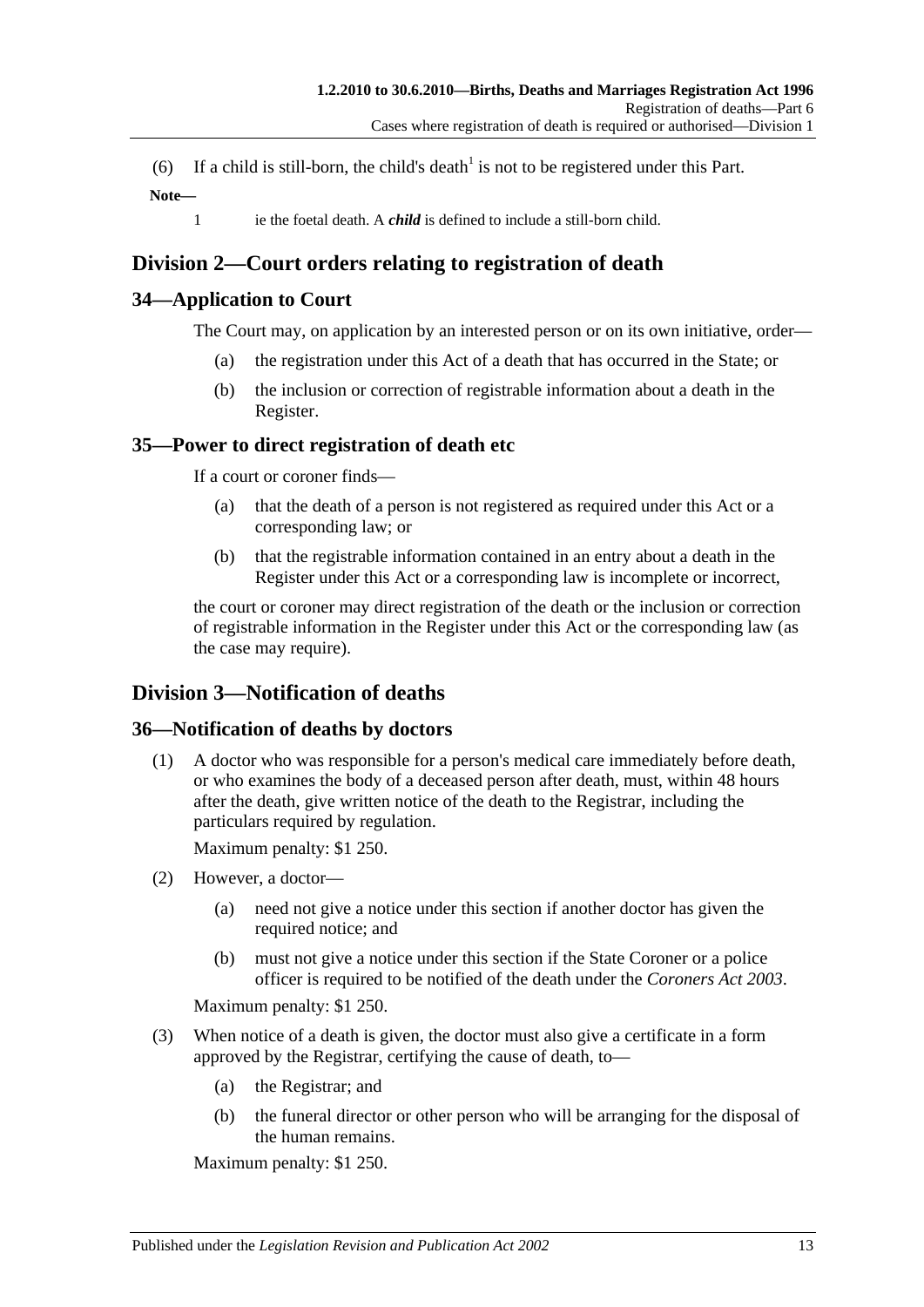(6) If a child is still-born, the child's death[1] is not to be registered under this Part.

**Note—**

1 ie the foetal death. A ***child*** is defined to include a still-born child.

## Division 2—Court orders relating to registration of death

### 34—Application to Court

The Court may, on application by an interested person or on its own initiative, order—

(a) the registration under this Act of a death that has occurred in the State; or

(b) the inclusion or correction of registrable information about a death in the Register.

### 35—Power to direct registration of death etc

If a court or coroner finds—

(a) that the death of a person is not registered as required under this Act or a corresponding law; or

(b) that the registrable information contained in an entry about a death in the Register under this Act or a corresponding law is incomplete or incorrect,

the court or coroner may direct registration of the death or the inclusion or correction of registrable information in the Register under this Act or the corresponding law (as the case may require).

## Division 3—Notification of deaths

### 36—Notification of deaths by doctors

(1) A doctor who was responsible for a person's medical care immediately before death, or who examines the body of a deceased person after death, must, within 48 hours after the death, give written notice of the death to the Registrar, including the particulars required by regulation.

Maximum penalty: $1 250.

(2) However, a doctor—

(a) need not give a notice under this section if another doctor has given the required notice; and

(b) must not give a notice under this section if the State Coroner or a police officer is required to be notified of the death under the *Coroners Act 2003*.

Maximum penalty: $1 250.

(3) When notice of a death is given, the doctor must also give a certificate in a form approved by the Registrar, certifying the cause of death, to—

(a) the Registrar; and

(b) the funeral director or other person who will be arranging for the disposal of the human remains.

Maximum penalty: $1 250.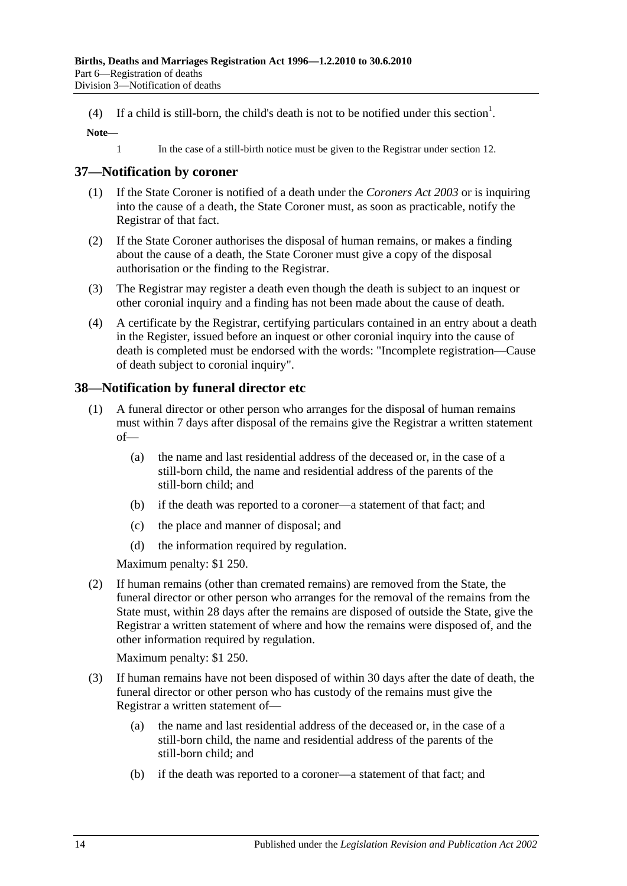(4) If a child is still-born, the child's death is not to be notified under this section[1].

**Note—**

1 In the case of a still-birth notice must be given to the Registrar under section 12.

## 37—Notification by coroner

(1) If the State Coroner is notified of a death under the *Coroners Act 2003* or is inquiring into the cause of a death, the State Coroner must, as soon as practicable, notify the Registrar of that fact.

(2) If the State Coroner authorises the disposal of human remains, or makes a finding about the cause of a death, the State Coroner must give a copy of the disposal authorisation or the finding to the Registrar.

(3) The Registrar may register a death even though the death is subject to an inquest or other coronial inquiry and a finding has not been made about the cause of death.

(4) A certificate by the Registrar, certifying particulars contained in an entry about a death in the Register, issued before an inquest or other coronial inquiry into the cause of death is completed must be endorsed with the words: "Incomplete registration—Cause of death subject to coronial inquiry".

## 38—Notification by funeral director etc

(1) A funeral director or other person who arranges for the disposal of human remains must within 7 days after disposal of the remains give the Registrar a written statement of—

(a) the name and last residential address of the deceased or, in the case of a still-born child, the name and residential address of the parents of the still-born child; and

(b) if the death was reported to a coroner—a statement of that fact; and

(c) the place and manner of disposal; and

(d) the information required by regulation.

Maximum penalty: $1 250.

(2) If human remains (other than cremated remains) are removed from the State, the funeral director or other person who arranges for the removal of the remains from the State must, within 28 days after the remains are disposed of outside the State, give the Registrar a written statement of where and how the remains were disposed of, and the other information required by regulation.

Maximum penalty: $1 250.

(3) If human remains have not been disposed of within 30 days after the date of death, the funeral director or other person who has custody of the remains must give the Registrar a written statement of—

(a) the name and last residential address of the deceased or, in the case of a still-born child, the name and residential address of the parents of the still-born child; and

(b) if the death was reported to a coroner—a statement of that fact; and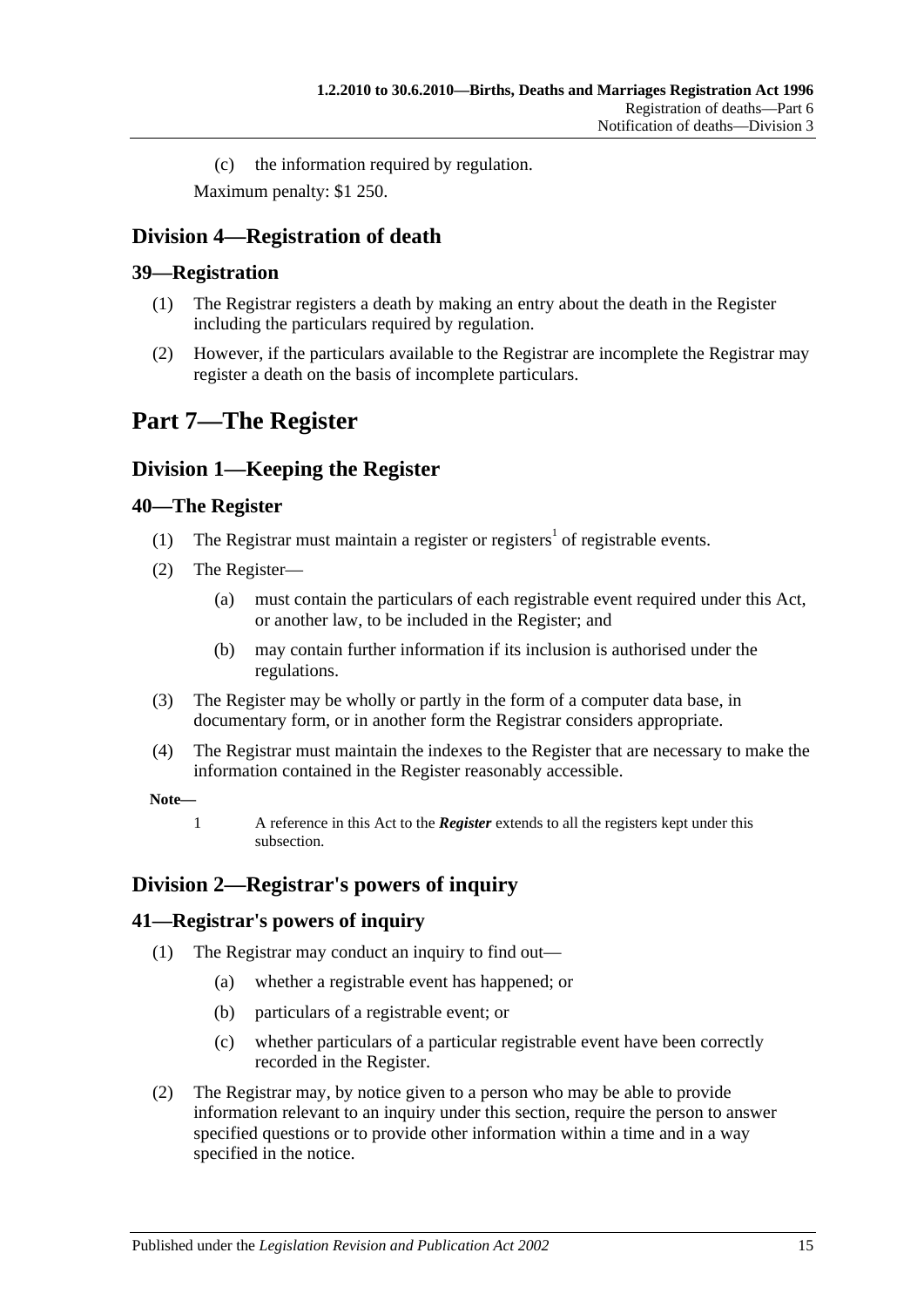(c) the information required by regulation.

Maximum penalty: $1 250.

## Division 4—Registration of death

### 39—Registration

(1) The Registrar registers a death by making an entry about the death in the Register including the particulars required by regulation.

(2) However, if the particulars available to the Registrar are incomplete the Registrar may register a death on the basis of incomplete particulars.

# Part 7—The Register

## Division 1—Keeping the Register

### 40—The Register

(1) The Registrar must maintain a register or registers[1] of registrable events.

(2) The Register—

(a) must contain the particulars of each registrable event required under this Act, or another law, to be included in the Register; and

(b) may contain further information if its inclusion is authorised under the regulations.

(3) The Register may be wholly or partly in the form of a computer data base, in documentary form, or in another form the Registrar considers appropriate.

(4) The Registrar must maintain the indexes to the Register that are necessary to make the information contained in the Register reasonably accessible.

**Note—**

1 A reference in this Act to the ***Register*** extends to all the registers kept under this subsection.

## Division 2—Registrar's powers of inquiry

### 41—Registrar's powers of inquiry

(1) The Registrar may conduct an inquiry to find out—

(a) whether a registrable event has happened; or

(b) particulars of a registrable event; or

(c) whether particulars of a particular registrable event have been correctly recorded in the Register.

(2) The Registrar may, by notice given to a person who may be able to provide information relevant to an inquiry under this section, require the person to answer specified questions or to provide other information within a time and in a way specified in the notice.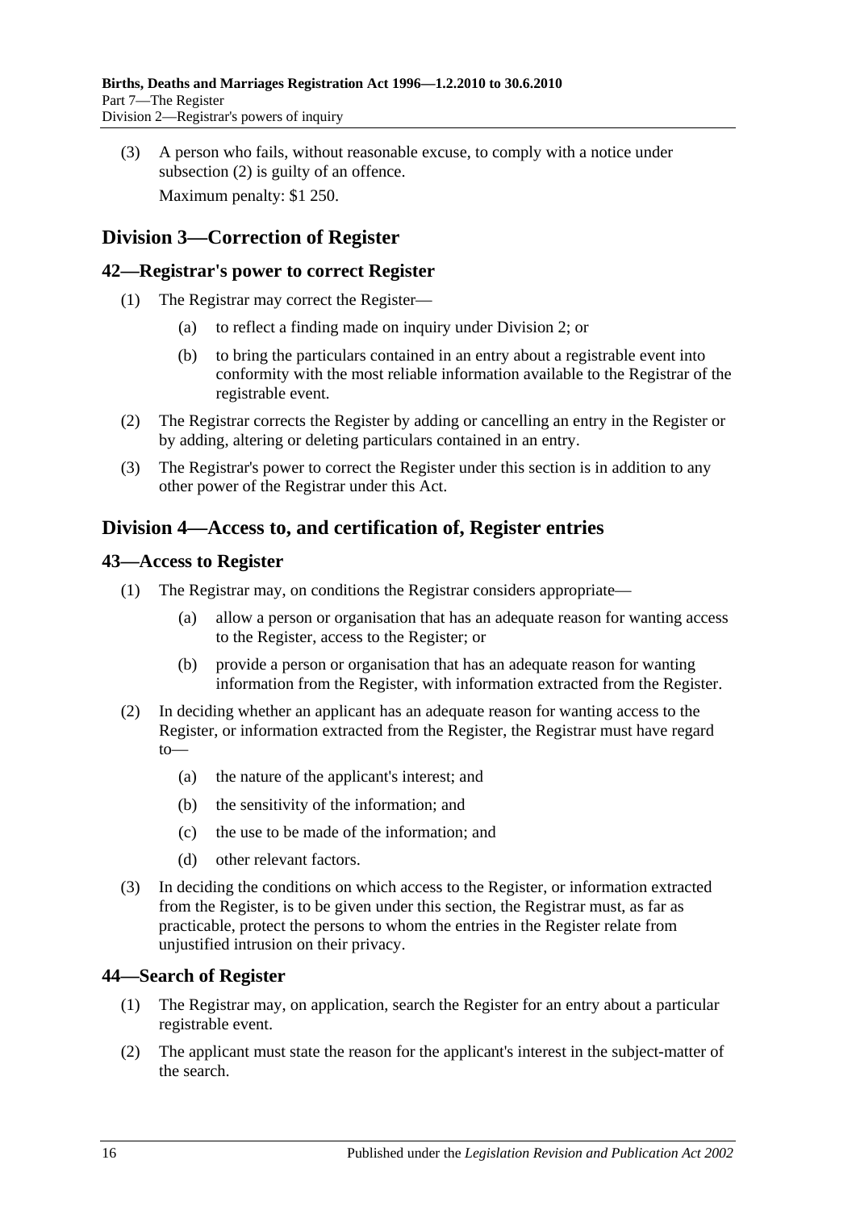(3) A person who fails, without reasonable excuse, to comply with a notice under subsection (2) is guilty of an offence.

Maximum penalty: $1 250.

## Division 3—Correction of Register

### 42—Registrar's power to correct Register

(1) The Registrar may correct the Register—

(a) to reflect a finding made on inquiry under Division 2; or

(b) to bring the particulars contained in an entry about a registrable event into conformity with the most reliable information available to the Registrar of the registrable event.

(2) The Registrar corrects the Register by adding or cancelling an entry in the Register or by adding, altering or deleting particulars contained in an entry.

(3) The Registrar's power to correct the Register under this section is in addition to any other power of the Registrar under this Act.

## Division 4—Access to, and certification of, Register entries

### 43—Access to Register

(1) The Registrar may, on conditions the Registrar considers appropriate—

(a) allow a person or organisation that has an adequate reason for wanting access to the Register, access to the Register; or

(b) provide a person or organisation that has an adequate reason for wanting information from the Register, with information extracted from the Register.

(2) In deciding whether an applicant has an adequate reason for wanting access to the Register, or information extracted from the Register, the Registrar must have regard to—

(a) the nature of the applicant's interest; and

(b) the sensitivity of the information; and

(c) the use to be made of the information; and

(d) other relevant factors.

(3) In deciding the conditions on which access to the Register, or information extracted from the Register, is to be given under this section, the Registrar must, as far as practicable, protect the persons to whom the entries in the Register relate from unjustified intrusion on their privacy.

### 44—Search of Register

(1) The Registrar may, on application, search the Register for an entry about a particular registrable event.

(2) The applicant must state the reason for the applicant's interest in the subject-matter of the search.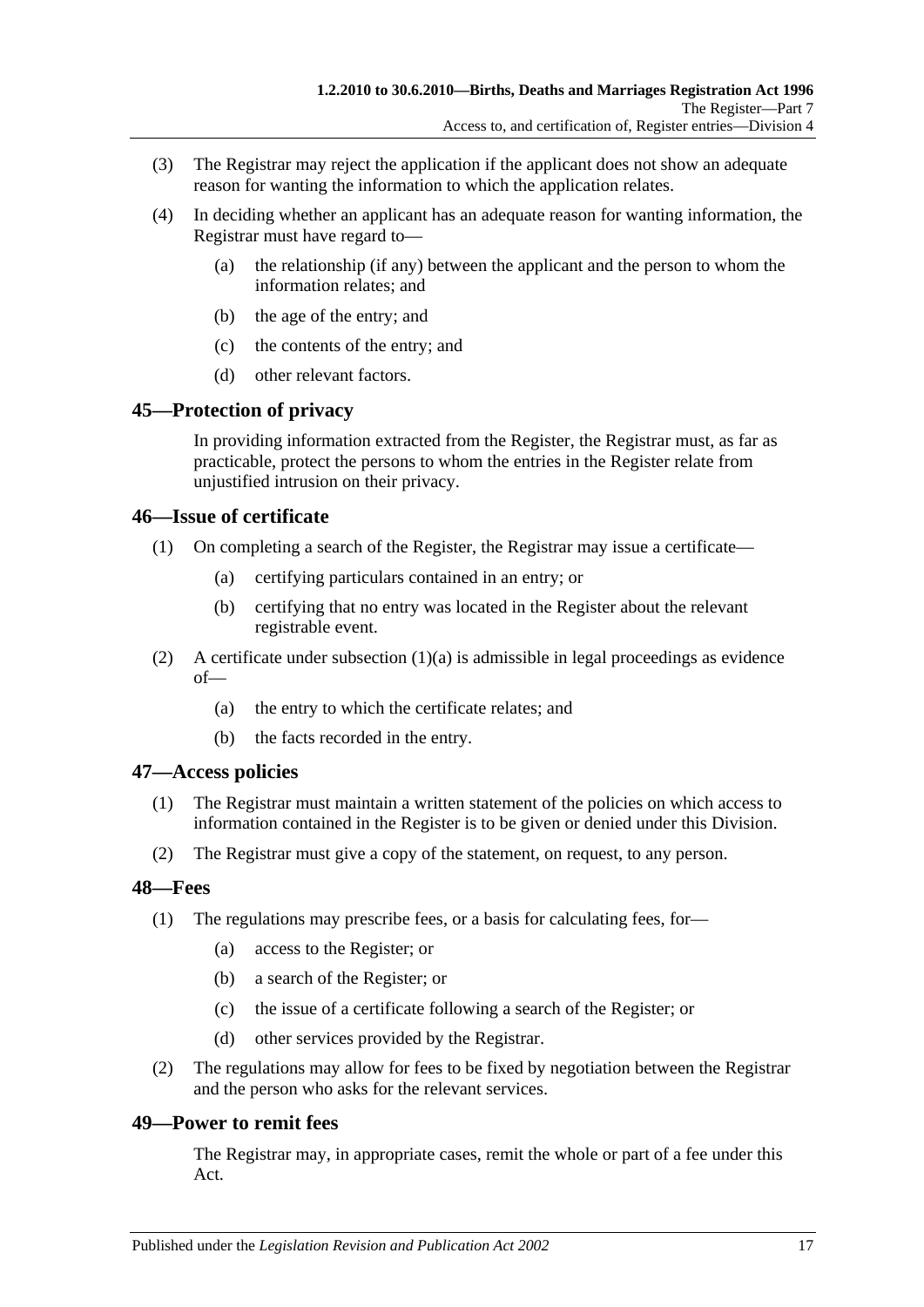(3) The Registrar may reject the application if the applicant does not show an adequate reason for wanting the information to which the application relates.

(4) In deciding whether an applicant has an adequate reason for wanting information, the Registrar must have regard to—

- (a) the relationship (if any) between the applicant and the person to whom the information relates; and
- (b) the age of the entry; and
- (c) the contents of the entry; and
- (d) other relevant factors.

## 45—Protection of privacy

In providing information extracted from the Register, the Registrar must, as far as practicable, protect the persons to whom the entries in the Register relate from unjustified intrusion on their privacy.

## 46—Issue of certificate

(1) On completing a search of the Register, the Registrar may issue a certificate—

- (a) certifying particulars contained in an entry; or
- (b) certifying that no entry was located in the Register about the relevant registrable event.

(2) A certificate under subsection (1)(a) is admissible in legal proceedings as evidence of—

- (a) the entry to which the certificate relates; and
- (b) the facts recorded in the entry.

## 47—Access policies

(1) The Registrar must maintain a written statement of the policies on which access to information contained in the Register is to be given or denied under this Division.

(2) The Registrar must give a copy of the statement, on request, to any person.

## 48—Fees

(1) The regulations may prescribe fees, or a basis for calculating fees, for—

- (a) access to the Register; or
- (b) a search of the Register; or
- (c) the issue of a certificate following a search of the Register; or
- (d) other services provided by the Registrar.

(2) The regulations may allow for fees to be fixed by negotiation between the Registrar and the person who asks for the relevant services.

## 49—Power to remit fees

The Registrar may, in appropriate cases, remit the whole or part of a fee under this Act.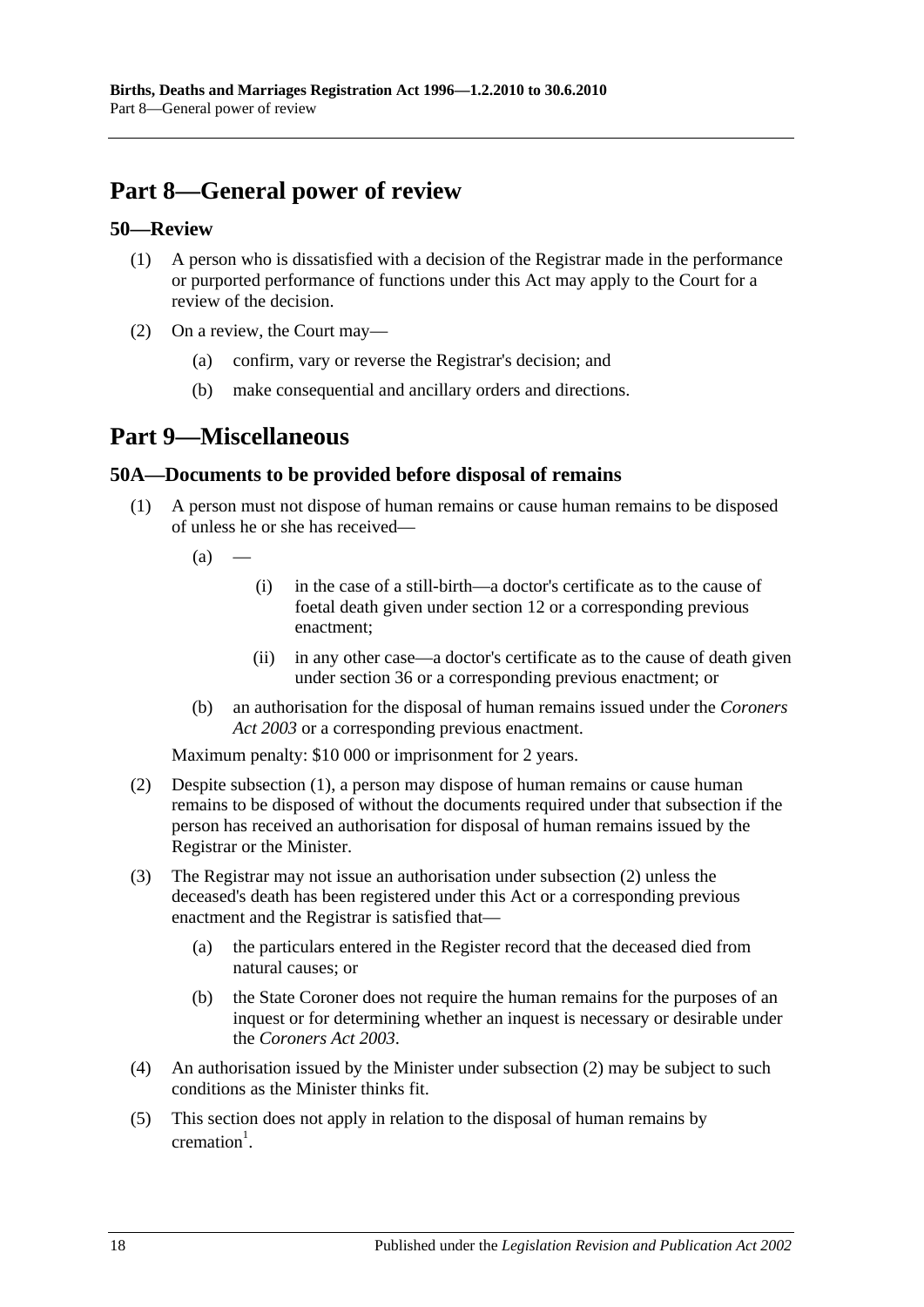# Part 8—General power of review

## 50—Review

(1) A person who is dissatisfied with a decision of the Registrar made in the performance or purported performance of functions under this Act may apply to the Court for a review of the decision.

(2) On a review, the Court may—

(a) confirm, vary or reverse the Registrar's decision; and

(b) make consequential and ancillary orders and directions.

# Part 9—Miscellaneous

## 50A—Documents to be provided before disposal of remains

(1) A person must not dispose of human remains or cause human remains to be disposed of unless he or she has received—

(a) —

(i) in the case of a still-birth—a doctor's certificate as to the cause of foetal death given under section 12 or a corresponding previous enactment;

(ii) in any other case—a doctor's certificate as to the cause of death given under section 36 or a corresponding previous enactment; or

(b) an authorisation for the disposal of human remains issued under the *Coroners Act 2003* or a corresponding previous enactment.

Maximum penalty: $10 000 or imprisonment for 2 years.

(2) Despite subsection (1), a person may dispose of human remains or cause human remains to be disposed of without the documents required under that subsection if the person has received an authorisation for disposal of human remains issued by the Registrar or the Minister.

(3) The Registrar may not issue an authorisation under subsection (2) unless the deceased's death has been registered under this Act or a corresponding previous enactment and the Registrar is satisfied that—

(a) the particulars entered in the Register record that the deceased died from natural causes; or

(b) the State Coroner does not require the human remains for the purposes of an inquest or for determining whether an inquest is necessary or desirable under the *Coroners Act 2003*.

(4) An authorisation issued by the Minister under subsection (2) may be subject to such conditions as the Minister thinks fit.

(5) This section does not apply in relation to the disposal of human remains by cremation[1].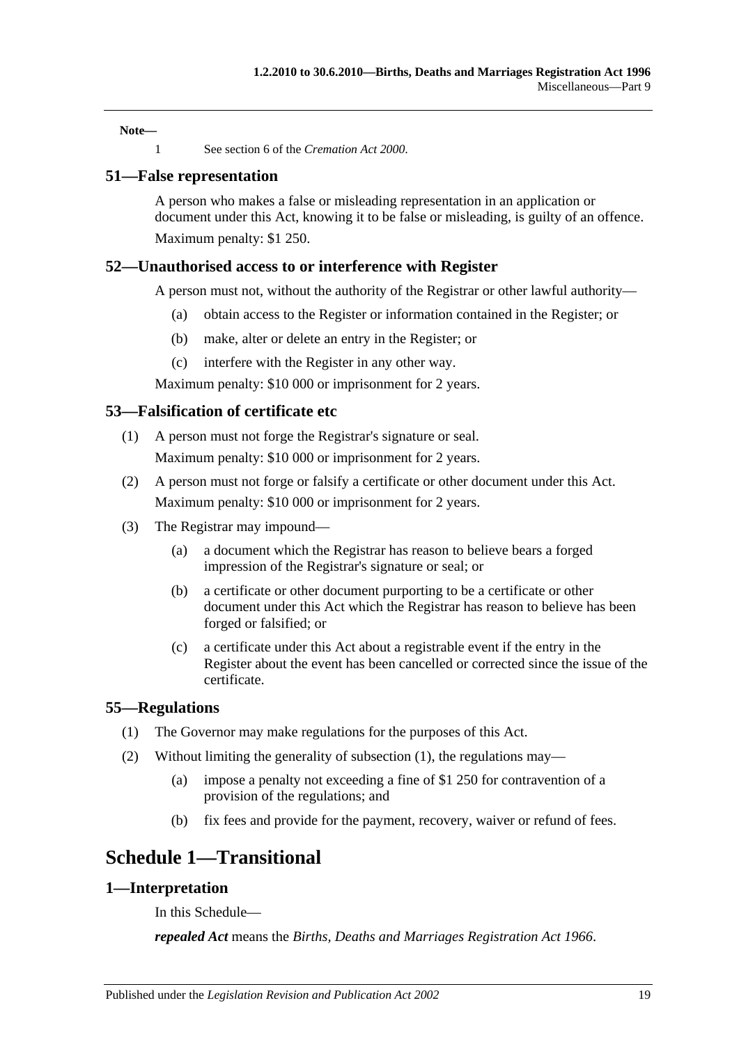**Note—**

1 See section 6 of the *Cremation Act 2000*.

## 51—False representation

A person who makes a false or misleading representation in an application or document under this Act, knowing it to be false or misleading, is guilty of an offence.

Maximum penalty: $1 250.

## 52—Unauthorised access to or interference with Register

A person must not, without the authority of the Registrar or other lawful authority—

(a) obtain access to the Register or information contained in the Register; or

(b) make, alter or delete an entry in the Register; or

(c) interfere with the Register in any other way.

Maximum penalty: $10 000 or imprisonment for 2 years.

## 53—Falsification of certificate etc

(1) A person must not forge the Registrar's signature or seal.

Maximum penalty: $10 000 or imprisonment for 2 years.

(2) A person must not forge or falsify a certificate or other document under this Act.

Maximum penalty: $10 000 or imprisonment for 2 years.

(3) The Registrar may impound—

(a) a document which the Registrar has reason to believe bears a forged impression of the Registrar's signature or seal; or

(b) a certificate or other document purporting to be a certificate or other document under this Act which the Registrar has reason to believe has been forged or falsified; or

(c) a certificate under this Act about a registrable event if the entry in the Register about the event has been cancelled or corrected since the issue of the certificate.

## 55—Regulations

(1) The Governor may make regulations for the purposes of this Act.

(2) Without limiting the generality of subsection (1), the regulations may—

(a) impose a penalty not exceeding a fine of $1 250 for contravention of a provision of the regulations; and

(b) fix fees and provide for the payment, recovery, waiver or refund of fees.

# Schedule 1—Transitional

## 1—Interpretation

In this Schedule—

***repealed Act*** means the *Births, Deaths and Marriages Registration Act 1966*.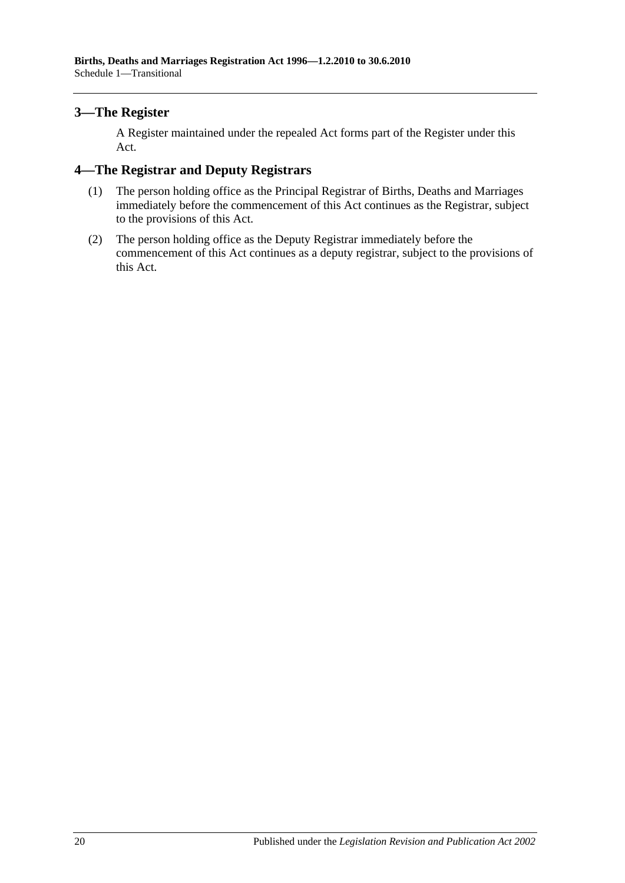## 3—The Register

A Register maintained under the repealed Act forms part of the Register under this Act.

## 4—The Registrar and Deputy Registrars

(1) The person holding office as the Principal Registrar of Births, Deaths and Marriages immediately before the commencement of this Act continues as the Registrar, subject to the provisions of this Act.

(2) The person holding office as the Deputy Registrar immediately before the commencement of this Act continues as a deputy registrar, subject to the provisions of this Act.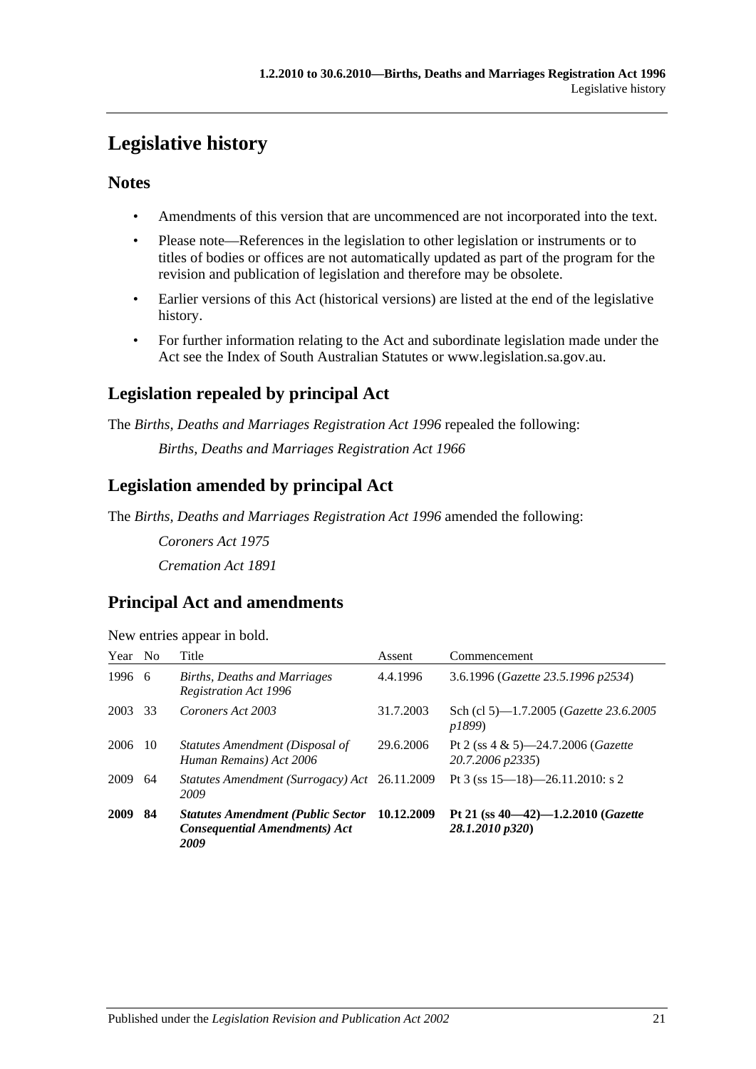# Legislative history

## Notes

- Amendments of this version that are uncommenced are not incorporated into the text.
- Please note—References in the legislation to other legislation or instruments or to titles of bodies or offices are not automatically updated as part of the program for the revision and publication of legislation and therefore may be obsolete.
- Earlier versions of this Act (historical versions) are listed at the end of the legislative history.
- For further information relating to the Act and subordinate legislation made under the Act see the Index of South Australian Statutes or www.legislation.sa.gov.au.

## Legislation repealed by principal Act

The *Births, Deaths and Marriages Registration Act 1996* repealed the following:

*Births, Deaths and Marriages Registration Act 1966*

## Legislation amended by principal Act

The *Births, Deaths and Marriages Registration Act 1996* amended the following:

*Coroners Act 1975*

*Cremation Act 1891*

## Principal Act and amendments

New entries appear in bold.

| Year | No | Title | Assent | Commencement |
|---|---|---|---|---|
| 1996 | 6 | *Births, Deaths and Marriages Registration Act 1996* | 4.4.1996 | 3.6.1996 (*Gazette 23.5.1996 p2534*) |
| 2003 | 33 | *Coroners Act 2003* | 31.7.2003 | Sch (cl 5)—1.7.2005 (*Gazette 23.6.2005 p1899*) |
| 2006 | 10 | *Statutes Amendment (Disposal of Human Remains) Act 2006* | 29.6.2006 | Pt 2 (ss 4 & 5)—24.7.2006 (*Gazette 20.7.2006 p2335*) |
| 2009 | 64 | *Statutes Amendment (Surrogacy) Act 2009* | 26.11.2009 | Pt 3 (ss 15—18)—26.11.2010: s 2 |
| **2009** | **84** | ***Statutes Amendment (Public Sector Consequential Amendments) Act 2009*** | **10.12.2009** | **Pt 21 (ss 40—42)—1.2.2010 (*Gazette 28.1.2010 p320*)** |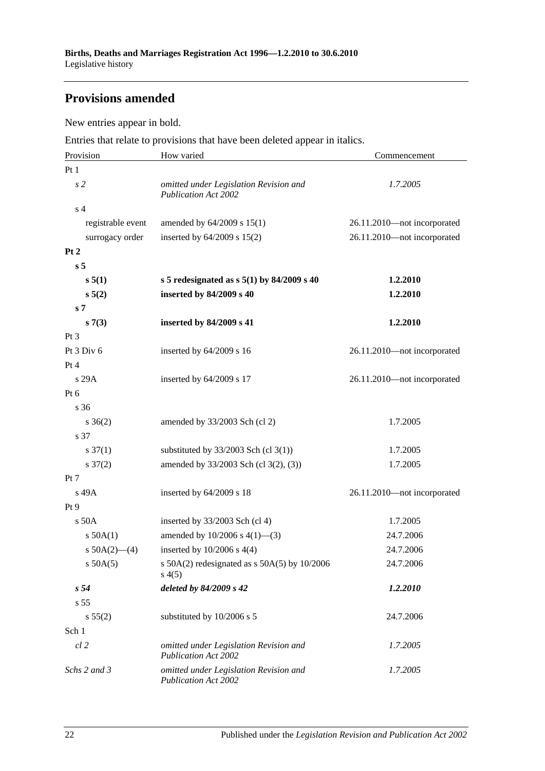## Provisions amended

New entries appear in bold.

Entries that relate to provisions that have been deleted appear in italics.

| Provision | How varied | Commencement |
|---|---|---|
| Pt 1 | | |
| *s 2* | *omitted under Legislation Revision and Publication Act 2002* | *1.7.2005* |
| s 4 | | |
| registrable event | amended by 64/2009 s 15(1) | 26.11.2010—not incorporated |
| surrogacy order | inserted by 64/2009 s 15(2) | 26.11.2010—not incorporated |
| **Pt 2** | | |
| **s 5** | | |
| **s 5(1)** | **s 5 redesignated as s 5(1) by 84/2009 s 40** | **1.2.2010** |
| **s 5(2)** | **inserted by 84/2009 s 40** | **1.2.2010** |
| **s 7** | | |
| **s 7(3)** | **inserted by 84/2009 s 41** | **1.2.2010** |
| Pt 3 | | |
| Pt 3 Div 6 | inserted by 64/2009 s 16 | 26.11.2010—not incorporated |
| Pt 4 | | |
| s 29A | inserted by 64/2009 s 17 | 26.11.2010—not incorporated |
| Pt 6 | | |
| s 36 | | |
| s 36(2) | amended by 33/2003 Sch (cl 2) | 1.7.2005 |
| s 37 | | |
| s 37(1) | substituted by 33/2003 Sch (cl 3(1)) | 1.7.2005 |
| s 37(2) | amended by 33/2003 Sch (cl 3(2), (3)) | 1.7.2005 |
| Pt 7 | | |
| s 49A | inserted by 64/2009 s 18 | 26.11.2010—not incorporated |
| Pt 9 | | |
| s 50A | inserted by 33/2003 Sch (cl 4) | 1.7.2005 |
| s 50A(1) | amended by 10/2006 s 4(1)—(3) | 24.7.2006 |
| s 50A(2)—(4) | inserted by 10/2006 s 4(4) | 24.7.2006 |
| s 50A(5) | s 50A(2) redesignated as s 50A(5) by 10/2006 s 4(5) | 24.7.2006 |
| ***s 54*** | ***deleted by 84/2009 s 42*** | ***1.2.2010*** |
| s 55 | | |
| s 55(2) | substituted by 10/2006 s 5 | 24.7.2006 |
| Sch 1 | | |
| *cl 2* | *omitted under Legislation Revision and Publication Act 2002* | *1.7.2005* |
| *Schs 2 and 3* | *omitted under Legislation Revision and Publication Act 2002* | *1.7.2005* |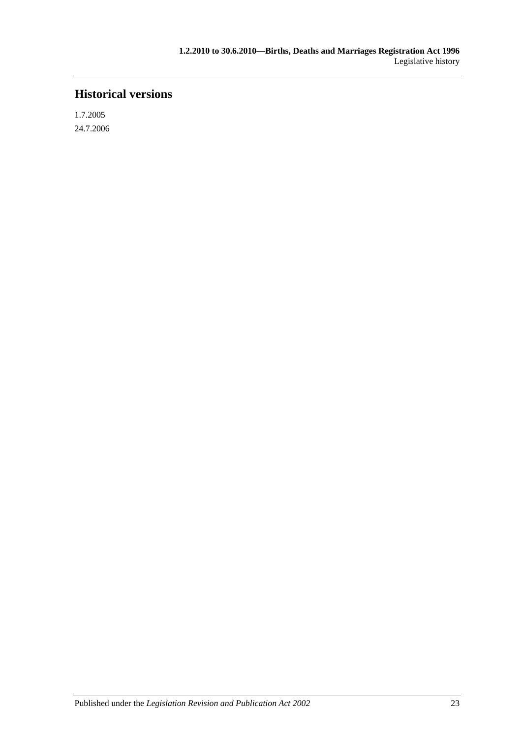## Historical versions

1.7.2005

24.7.2006